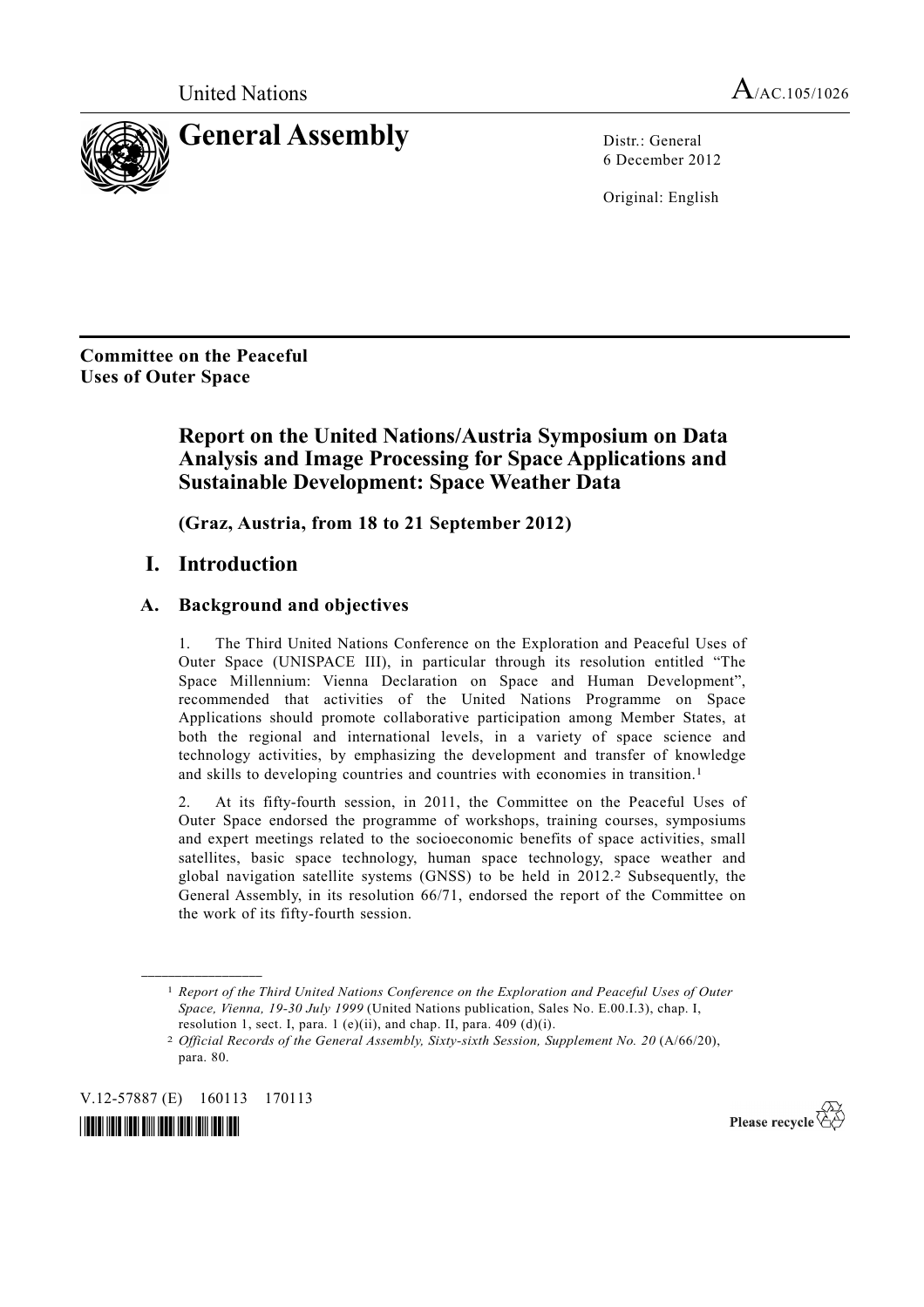United Nations A/AC.105/1026

# General Assembly

Distr.: General
6 December 2012

Original: English

**Committee on the Peaceful Uses of Outer Space**

# Report on the United Nations/Austria Symposium on Data Analysis and Image Processing for Space Applications and Sustainable Development: Space Weather Data

**(Graz, Austria, from 18 to 21 September 2012)**

## I. Introduction

### A. Background and objectives

1. The Third United Nations Conference on the Exploration and Peaceful Uses of Outer Space (UNISPACE III), in particular through its resolution entitled "The Space Millennium: Vienna Declaration on Space and Human Development", recommended that activities of the United Nations Programme on Space Applications should promote collaborative participation among Member States, at both the regional and international levels, in a variety of space science and technology activities, by emphasizing the development and transfer of knowledge and skills to developing countries and countries with economies in transition.[1]

2. At its fifty-fourth session, in 2011, the Committee on the Peaceful Uses of Outer Space endorsed the programme of workshops, training courses, symposiums and expert meetings related to the socioeconomic benefits of space activities, small satellites, basic space technology, human space technology, space weather and global navigation satellite systems (GNSS) to be held in 2012.[2] Subsequently, the General Assembly, in its resolution 66/71, endorsed the report of the Committee on the work of its fifty-fourth session.

---

[1] *Report of the Third United Nations Conference on the Exploration and Peaceful Uses of Outer Space, Vienna, 19-30 July 1999* (United Nations publication, Sales No. E.00.I.3), chap. I, resolution 1, sect. I, para. 1 (e)(ii), and chap. II, para. 409 (d)(i).

[2] *Official Records of the General Assembly, Sixty-sixth Session, Supplement No. 20* (A/66/20), para. 80.

V.12-57887 (E) 160113 170113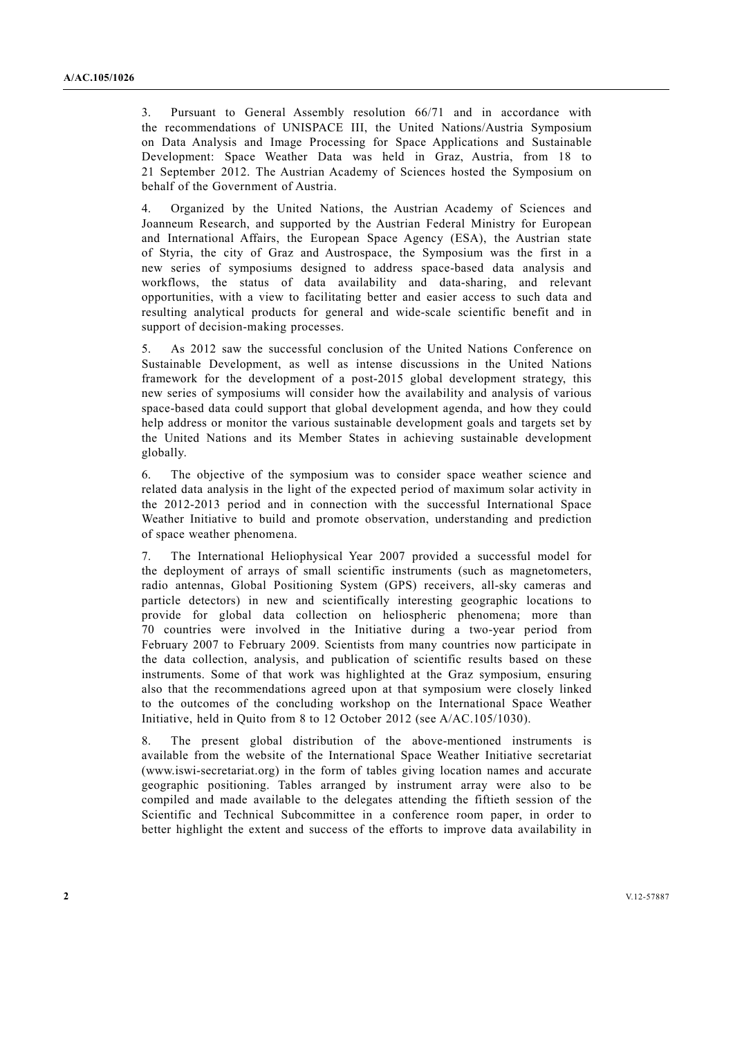3. Pursuant to General Assembly resolution 66/71 and in accordance with the recommendations of UNISPACE III, the United Nations/Austria Symposium on Data Analysis and Image Processing for Space Applications and Sustainable Development: Space Weather Data was held in Graz, Austria, from 18 to 21 September 2012. The Austrian Academy of Sciences hosted the Symposium on behalf of the Government of Austria.

4. Organized by the United Nations, the Austrian Academy of Sciences and Joanneum Research, and supported by the Austrian Federal Ministry for European and International Affairs, the European Space Agency (ESA), the Austrian state of Styria, the city of Graz and Austrospace, the Symposium was the first in a new series of symposiums designed to address space-based data analysis and workflows, the status of data availability and data-sharing, and relevant opportunities, with a view to facilitating better and easier access to such data and resulting analytical products for general and wide-scale scientific benefit and in support of decision-making processes.

5. As 2012 saw the successful conclusion of the United Nations Conference on Sustainable Development, as well as intense discussions in the United Nations framework for the development of a post-2015 global development strategy, this new series of symposiums will consider how the availability and analysis of various space-based data could support that global development agenda, and how they could help address or monitor the various sustainable development goals and targets set by the United Nations and its Member States in achieving sustainable development globally.

6. The objective of the symposium was to consider space weather science and related data analysis in the light of the expected period of maximum solar activity in the 2012-2013 period and in connection with the successful International Space Weather Initiative to build and promote observation, understanding and prediction of space weather phenomena.

7. The International Heliophysical Year 2007 provided a successful model for the deployment of arrays of small scientific instruments (such as magnetometers, radio antennas, Global Positioning System (GPS) receivers, all-sky cameras and particle detectors) in new and scientifically interesting geographic locations to provide for global data collection on heliospheric phenomena; more than 70 countries were involved in the Initiative during a two-year period from February 2007 to February 2009. Scientists from many countries now participate in the data collection, analysis, and publication of scientific results based on these instruments. Some of that work was highlighted at the Graz symposium, ensuring also that the recommendations agreed upon at that symposium were closely linked to the outcomes of the concluding workshop on the International Space Weather Initiative, held in Quito from 8 to 12 October 2012 (see A/AC.105/1030).

8. The present global distribution of the above-mentioned instruments is available from the website of the International Space Weather Initiative secretariat (www.iswi-secretariat.org) in the form of tables giving location names and accurate geographic positioning. Tables arranged by instrument array were also to be compiled and made available to the delegates attending the fiftieth session of the Scientific and Technical Subcommittee in a conference room paper, in order to better highlight the extent and success of the efforts to improve data availability in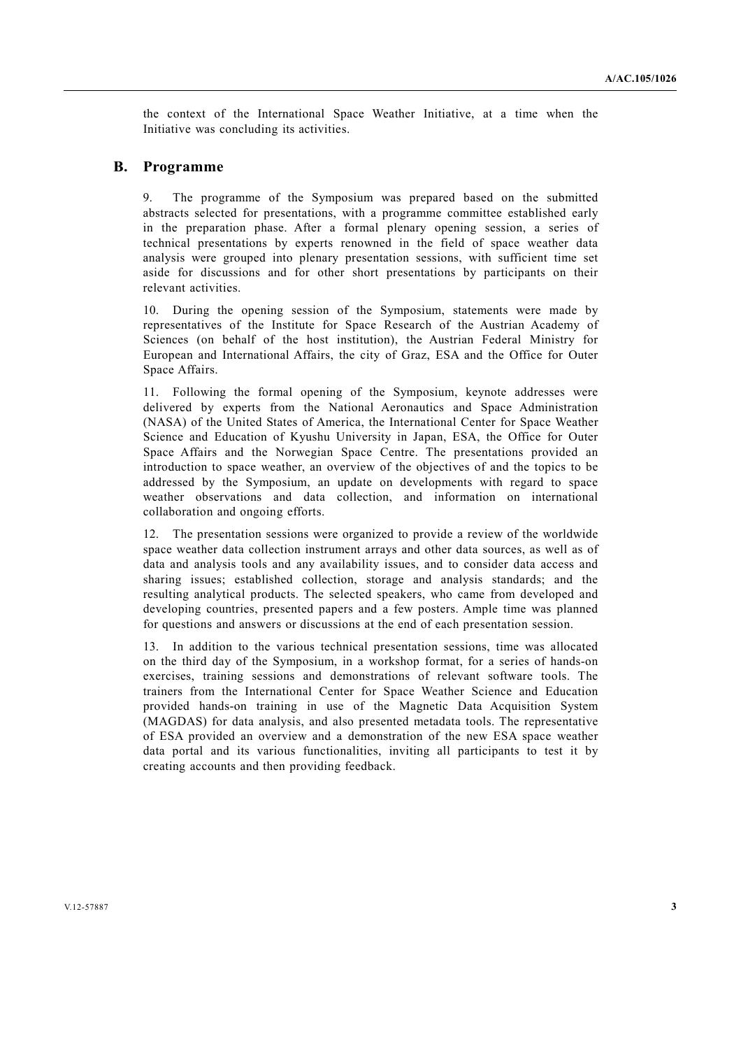the context of the International Space Weather Initiative, at a time when the Initiative was concluding its activities.

## B. Programme

9. The programme of the Symposium was prepared based on the submitted abstracts selected for presentations, with a programme committee established early in the preparation phase. After a formal plenary opening session, a series of technical presentations by experts renowned in the field of space weather data analysis were grouped into plenary presentation sessions, with sufficient time set aside for discussions and for other short presentations by participants on their relevant activities.

10. During the opening session of the Symposium, statements were made by representatives of the Institute for Space Research of the Austrian Academy of Sciences (on behalf of the host institution), the Austrian Federal Ministry for European and International Affairs, the city of Graz, ESA and the Office for Outer Space Affairs.

11. Following the formal opening of the Symposium, keynote addresses were delivered by experts from the National Aeronautics and Space Administration (NASA) of the United States of America, the International Center for Space Weather Science and Education of Kyushu University in Japan, ESA, the Office for Outer Space Affairs and the Norwegian Space Centre. The presentations provided an introduction to space weather, an overview of the objectives of and the topics to be addressed by the Symposium, an update on developments with regard to space weather observations and data collection, and information on international collaboration and ongoing efforts.

12. The presentation sessions were organized to provide a review of the worldwide space weather data collection instrument arrays and other data sources, as well as of data and analysis tools and any availability issues, and to consider data access and sharing issues; established collection, storage and analysis standards; and the resulting analytical products. The selected speakers, who came from developed and developing countries, presented papers and a few posters. Ample time was planned for questions and answers or discussions at the end of each presentation session.

13. In addition to the various technical presentation sessions, time was allocated on the third day of the Symposium, in a workshop format, for a series of hands-on exercises, training sessions and demonstrations of relevant software tools. The trainers from the International Center for Space Weather Science and Education provided hands-on training in use of the Magnetic Data Acquisition System (MAGDAS) for data analysis, and also presented metadata tools. The representative of ESA provided an overview and a demonstration of the new ESA space weather data portal and its various functionalities, inviting all participants to test it by creating accounts and then providing feedback.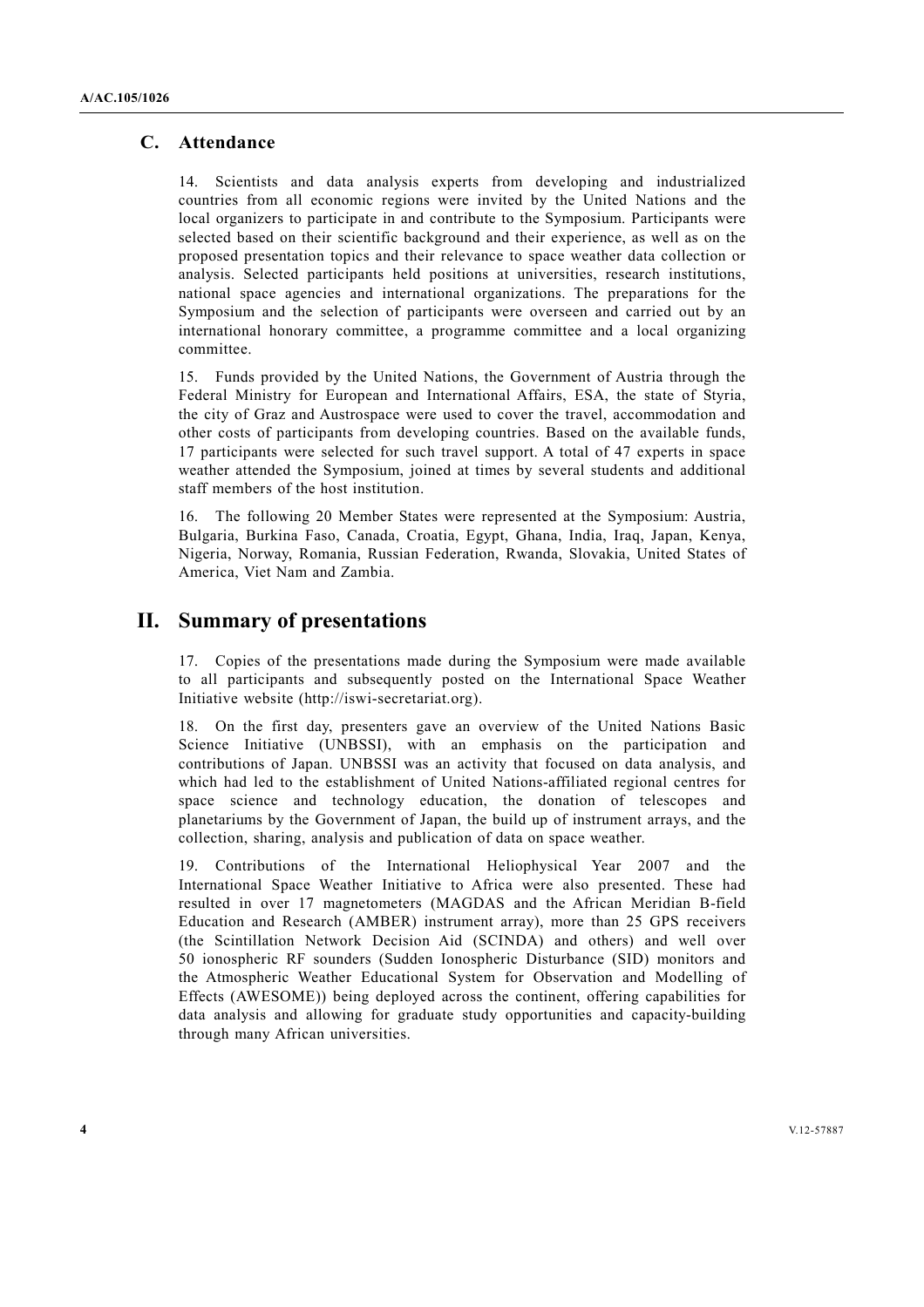### C. Attendance

14. Scientists and data analysis experts from developing and industrialized countries from all economic regions were invited by the United Nations and the local organizers to participate in and contribute to the Symposium. Participants were selected based on their scientific background and their experience, as well as on the proposed presentation topics and their relevance to space weather data collection or analysis. Selected participants held positions at universities, research institutions, national space agencies and international organizations. The preparations for the Symposium and the selection of participants were overseen and carried out by an international honorary committee, a programme committee and a local organizing committee.

15. Funds provided by the United Nations, the Government of Austria through the Federal Ministry for European and International Affairs, ESA, the state of Styria, the city of Graz and Austrospace were used to cover the travel, accommodation and other costs of participants from developing countries. Based on the available funds, 17 participants were selected for such travel support. A total of 47 experts in space weather attended the Symposium, joined at times by several students and additional staff members of the host institution.

16. The following 20 Member States were represented at the Symposium: Austria, Bulgaria, Burkina Faso, Canada, Croatia, Egypt, Ghana, India, Iraq, Japan, Kenya, Nigeria, Norway, Romania, Russian Federation, Rwanda, Slovakia, United States of America, Viet Nam and Zambia.

## II. Summary of presentations

17. Copies of the presentations made during the Symposium were made available to all participants and subsequently posted on the International Space Weather Initiative website (http://iswi-secretariat.org).

18. On the first day, presenters gave an overview of the United Nations Basic Science Initiative (UNBSSI), with an emphasis on the participation and contributions of Japan. UNBSSI was an activity that focused on data analysis, and which had led to the establishment of United Nations-affiliated regional centres for space science and technology education, the donation of telescopes and planetariums by the Government of Japan, the build up of instrument arrays, and the collection, sharing, analysis and publication of data on space weather.

19. Contributions of the International Heliophysical Year 2007 and the International Space Weather Initiative to Africa were also presented. These had resulted in over 17 magnetometers (MAGDAS and the African Meridian B-field Education and Research (AMBER) instrument array), more than 25 GPS receivers (the Scintillation Network Decision Aid (SCINDA) and others) and well over 50 ionospheric RF sounders (Sudden Ionospheric Disturbance (SID) monitors and the Atmospheric Weather Educational System for Observation and Modelling of Effects (AWESOME)) being deployed across the continent, offering capabilities for data analysis and allowing for graduate study opportunities and capacity-building through many African universities.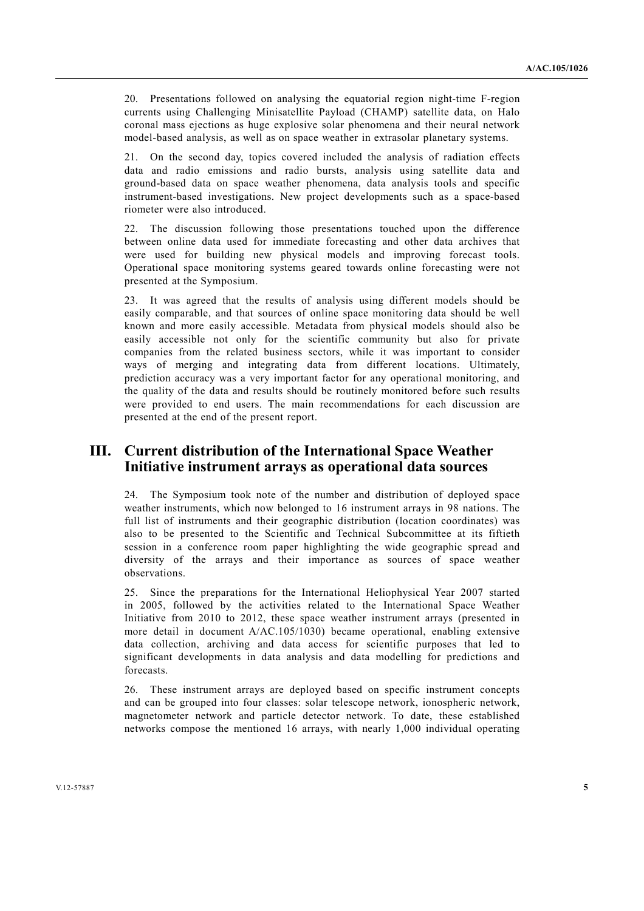20. Presentations followed on analysing the equatorial region night-time F-region currents using Challenging Minisatellite Payload (CHAMP) satellite data, on Halo coronal mass ejections as huge explosive solar phenomena and their neural network model-based analysis, as well as on space weather in extrasolar planetary systems.

21. On the second day, topics covered included the analysis of radiation effects data and radio emissions and radio bursts, analysis using satellite data and ground-based data on space weather phenomena, data analysis tools and specific instrument-based investigations. New project developments such as a space-based riometer were also introduced.

22. The discussion following those presentations touched upon the difference between online data used for immediate forecasting and other data archives that were used for building new physical models and improving forecast tools. Operational space monitoring systems geared towards online forecasting were not presented at the Symposium.

23. It was agreed that the results of analysis using different models should be easily comparable, and that sources of online space monitoring data should be well known and more easily accessible. Metadata from physical models should also be easily accessible not only for the scientific community but also for private companies from the related business sectors, while it was important to consider ways of merging and integrating data from different locations. Ultimately, prediction accuracy was a very important factor for any operational monitoring, and the quality of the data and results should be routinely monitored before such results were provided to end users. The main recommendations for each discussion are presented at the end of the present report.

## III. Current distribution of the International Space Weather Initiative instrument arrays as operational data sources

24. The Symposium took note of the number and distribution of deployed space weather instruments, which now belonged to 16 instrument arrays in 98 nations. The full list of instruments and their geographic distribution (location coordinates) was also to be presented to the Scientific and Technical Subcommittee at its fiftieth session in a conference room paper highlighting the wide geographic spread and diversity of the arrays and their importance as sources of space weather observations.

25. Since the preparations for the International Heliophysical Year 2007 started in 2005, followed by the activities related to the International Space Weather Initiative from 2010 to 2012, these space weather instrument arrays (presented in more detail in document A/AC.105/1030) became operational, enabling extensive data collection, archiving and data access for scientific purposes that led to significant developments in data analysis and data modelling for predictions and forecasts.

26. These instrument arrays are deployed based on specific instrument concepts and can be grouped into four classes: solar telescope network, ionospheric network, magnetometer network and particle detector network. To date, these established networks compose the mentioned 16 arrays, with nearly 1,000 individual operating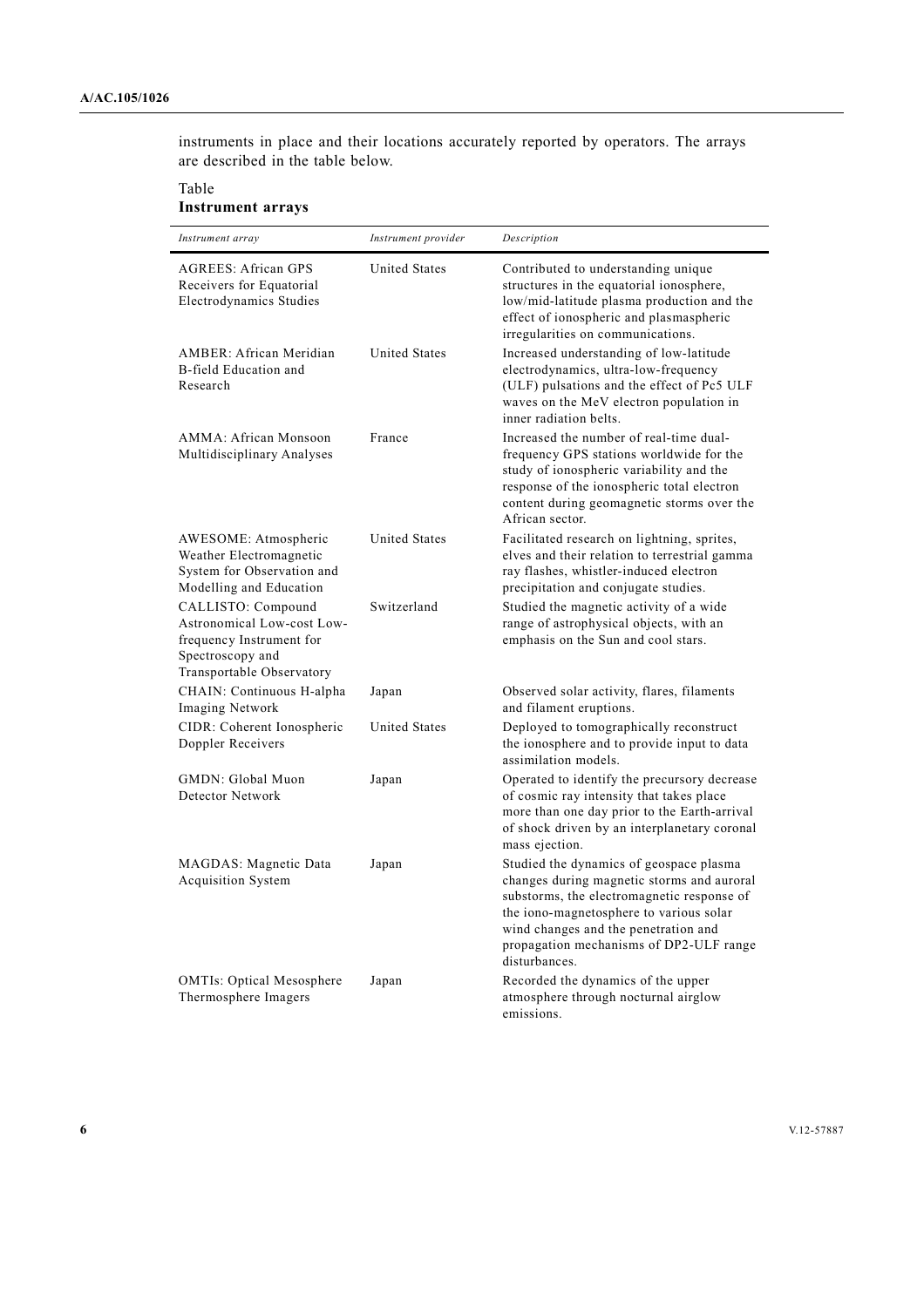instruments in place and their locations accurately reported by operators. The arrays are described in the table below.

Table
**Instrument arrays**

| *Instrument array* | *Instrument provider* | *Description* |
|---|---|---|
| AGREES: African GPS Receivers for Equatorial Electrodynamics Studies | United States | Contributed to understanding unique structures in the equatorial ionosphere, low/mid-latitude plasma production and the effect of ionospheric and plasmaspheric irregularities on communications. |
| AMBER: African Meridian B-field Education and Research | United States | Increased understanding of low-latitude electrodynamics, ultra-low-frequency (ULF) pulsations and the effect of Pc5 ULF waves on the MeV electron population in inner radiation belts. |
| AMMA: African Monsoon Multidisciplinary Analyses | France | Increased the number of real-time dual-frequency GPS stations worldwide for the study of ionospheric variability and the response of the ionospheric total electron content during geomagnetic storms over the African sector. |
| AWESOME: Atmospheric Weather Electromagnetic System for Observation and Modelling and Education | United States | Facilitated research on lightning, sprites, elves and their relation to terrestrial gamma ray flashes, whistler-induced electron precipitation and conjugate studies. |
| CALLISTO: Compound Astronomical Low-cost Low-frequency Instrument for Spectroscopy and Transportable Observatory | Switzerland | Studied the magnetic activity of a wide range of astrophysical objects, with an emphasis on the Sun and cool stars. |
| CHAIN: Continuous H-alpha Imaging Network | Japan | Observed solar activity, flares, filaments and filament eruptions. |
| CIDR: Coherent Ionospheric Doppler Receivers | United States | Deployed to tomographically reconstruct the ionosphere and to provide input to data assimilation models. |
| GMDN: Global Muon Detector Network | Japan | Operated to identify the precursory decrease of cosmic ray intensity that takes place more than one day prior to the Earth-arrival of shock driven by an interplanetary coronal mass ejection. |
| MAGDAS: Magnetic Data Acquisition System | Japan | Studied the dynamics of geospace plasma changes during magnetic storms and auroral substorms, the electromagnetic response of the iono-magnetosphere to various solar wind changes and the penetration and propagation mechanisms of DP2-ULF range disturbances. |
| OMTIs: Optical Mesosphere Thermosphere Imagers | Japan | Recorded the dynamics of the upper atmosphere through nocturnal airglow emissions. |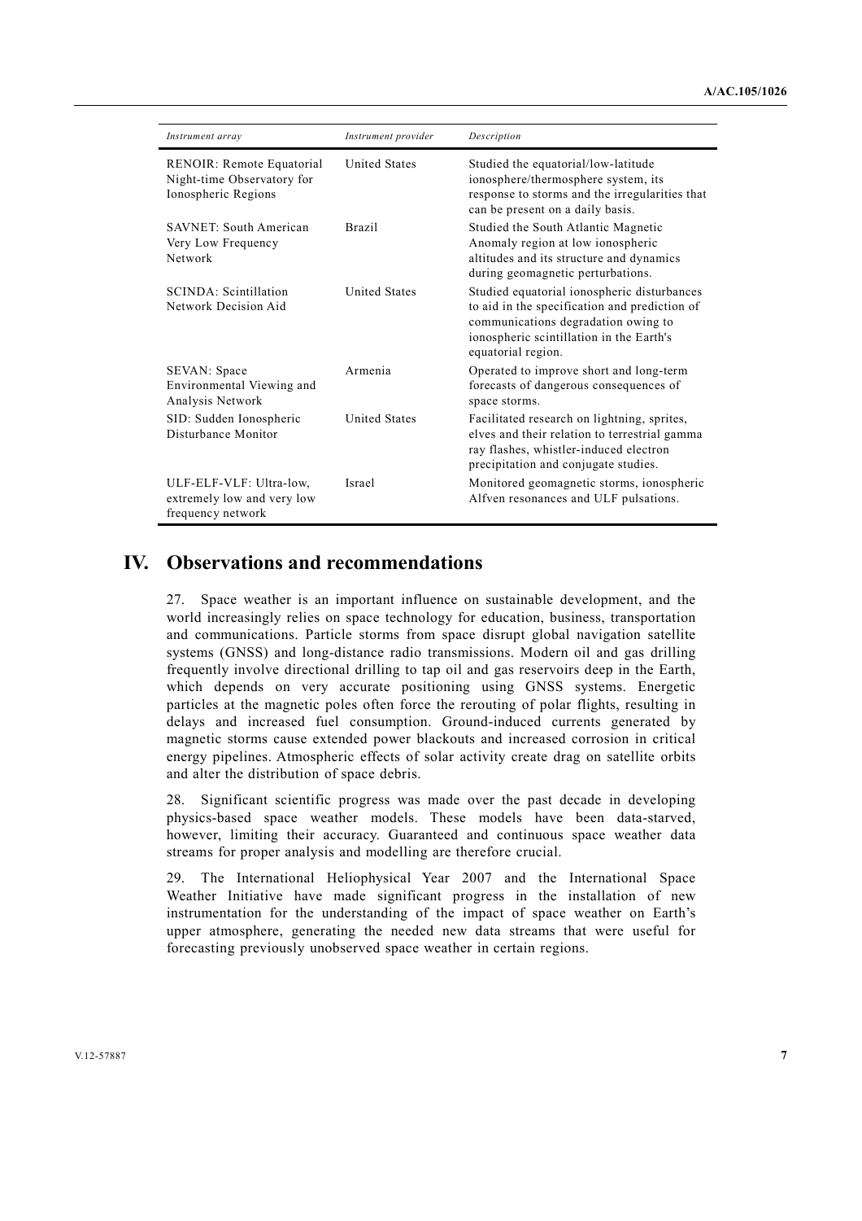| *Instrument array* | *Instrument provider* | *Description* |
| --- | --- | --- |
| RENOIR: Remote Equatorial Night-time Observatory for Ionospheric Regions | United States | Studied the equatorial/low-latitude ionosphere/thermosphere system, its response to storms and the irregularities that can be present on a daily basis. |
| SAVNET: South American Very Low Frequency Network | Brazil | Studied the South Atlantic Magnetic Anomaly region at low ionospheric altitudes and its structure and dynamics during geomagnetic perturbations. |
| SCINDA: Scintillation Network Decision Aid | United States | Studied equatorial ionospheric disturbances to aid in the specification and prediction of communications degradation owing to ionospheric scintillation in the Earth's equatorial region. |
| SEVAN: Space Environmental Viewing and Analysis Network | Armenia | Operated to improve short and long-term forecasts of dangerous consequences of space storms. |
| SID: Sudden Ionospheric Disturbance Monitor | United States | Facilitated research on lightning, sprites, elves and their relation to terrestrial gamma ray flashes, whistler-induced electron precipitation and conjugate studies. |
| ULF-ELF-VLF: Ultra-low, extremely low and very low frequency network | Israel | Monitored geomagnetic storms, ionospheric Alfven resonances and ULF pulsations. |

# IV. Observations and recommendations

27. Space weather is an important influence on sustainable development, and the world increasingly relies on space technology for education, business, transportation and communications. Particle storms from space disrupt global navigation satellite systems (GNSS) and long-distance radio transmissions. Modern oil and gas drilling frequently involve directional drilling to tap oil and gas reservoirs deep in the Earth, which depends on very accurate positioning using GNSS systems. Energetic particles at the magnetic poles often force the rerouting of polar flights, resulting in delays and increased fuel consumption. Ground-induced currents generated by magnetic storms cause extended power blackouts and increased corrosion in critical energy pipelines. Atmospheric effects of solar activity create drag on satellite orbits and alter the distribution of space debris.

28. Significant scientific progress was made over the past decade in developing physics-based space weather models. These models have been data-starved, however, limiting their accuracy. Guaranteed and continuous space weather data streams for proper analysis and modelling are therefore crucial.

29. The International Heliophysical Year 2007 and the International Space Weather Initiative have made significant progress in the installation of new instrumentation for the understanding of the impact of space weather on Earth's upper atmosphere, generating the needed new data streams that were useful for forecasting previously unobserved space weather in certain regions.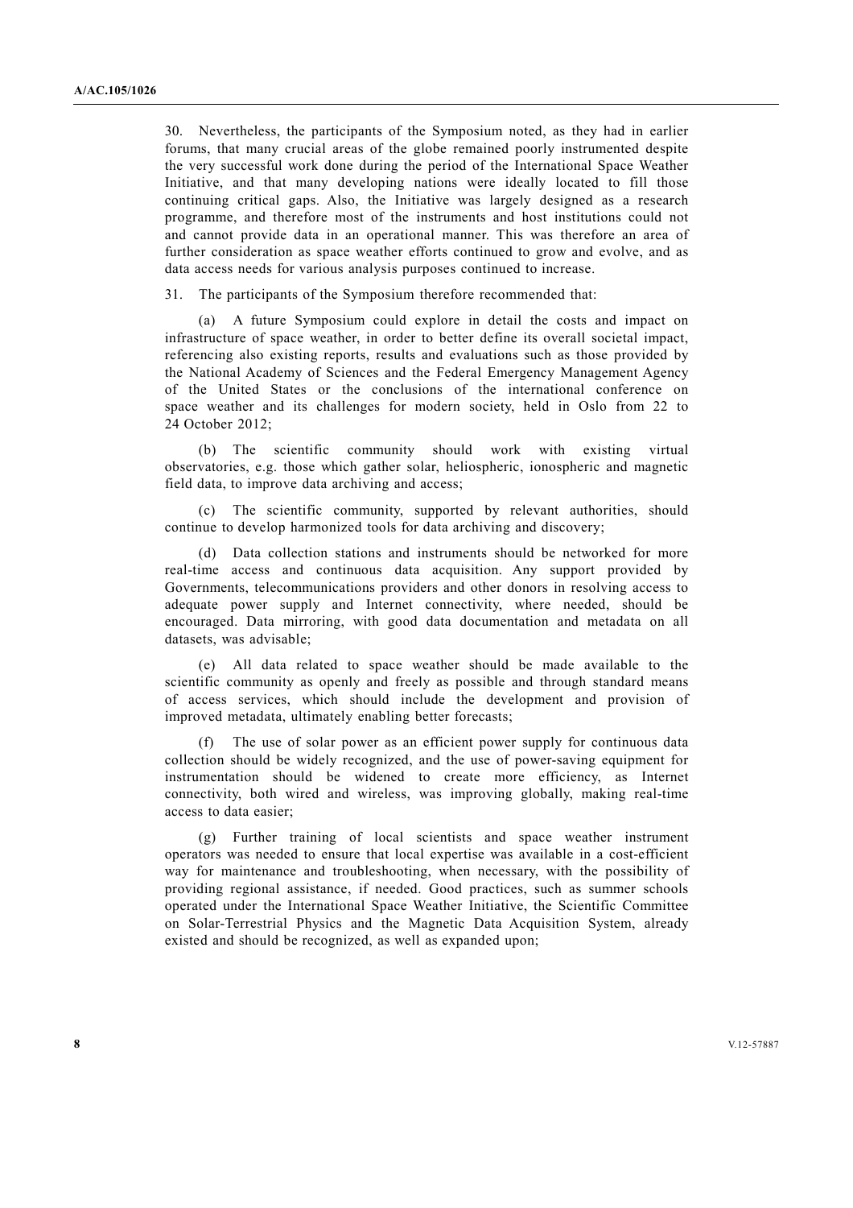30. Nevertheless, the participants of the Symposium noted, as they had in earlier forums, that many crucial areas of the globe remained poorly instrumented despite the very successful work done during the period of the International Space Weather Initiative, and that many developing nations were ideally located to fill those continuing critical gaps. Also, the Initiative was largely designed as a research programme, and therefore most of the instruments and host institutions could not and cannot provide data in an operational manner. This was therefore an area of further consideration as space weather efforts continued to grow and evolve, and as data access needs for various analysis purposes continued to increase.

31. The participants of the Symposium therefore recommended that:

(a) A future Symposium could explore in detail the costs and impact on infrastructure of space weather, in order to better define its overall societal impact, referencing also existing reports, results and evaluations such as those provided by the National Academy of Sciences and the Federal Emergency Management Agency of the United States or the conclusions of the international conference on space weather and its challenges for modern society, held in Oslo from 22 to 24 October 2012;

(b) The scientific community should work with existing virtual observatories, e.g. those which gather solar, heliospheric, ionospheric and magnetic field data, to improve data archiving and access;

(c) The scientific community, supported by relevant authorities, should continue to develop harmonized tools for data archiving and discovery;

(d) Data collection stations and instruments should be networked for more real-time access and continuous data acquisition. Any support provided by Governments, telecommunications providers and other donors in resolving access to adequate power supply and Internet connectivity, where needed, should be encouraged. Data mirroring, with good data documentation and metadata on all datasets, was advisable;

(e) All data related to space weather should be made available to the scientific community as openly and freely as possible and through standard means of access services, which should include the development and provision of improved metadata, ultimately enabling better forecasts;

(f) The use of solar power as an efficient power supply for continuous data collection should be widely recognized, and the use of power-saving equipment for instrumentation should be widened to create more efficiency, as Internet connectivity, both wired and wireless, was improving globally, making real-time access to data easier;

(g) Further training of local scientists and space weather instrument operators was needed to ensure that local expertise was available in a cost-efficient way for maintenance and troubleshooting, when necessary, with the possibility of providing regional assistance, if needed. Good practices, such as summer schools operated under the International Space Weather Initiative, the Scientific Committee on Solar-Terrestrial Physics and the Magnetic Data Acquisition System, already existed and should be recognized, as well as expanded upon;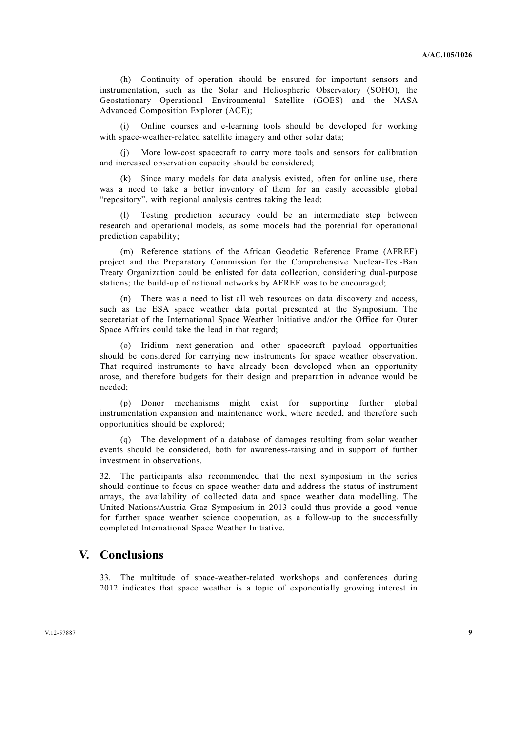(h) Continuity of operation should be ensured for important sensors and instrumentation, such as the Solar and Heliospheric Observatory (SOHO), the Geostationary Operational Environmental Satellite (GOES) and the NASA Advanced Composition Explorer (ACE);

(i) Online courses and e-learning tools should be developed for working with space-weather-related satellite imagery and other solar data;

(j) More low-cost spacecraft to carry more tools and sensors for calibration and increased observation capacity should be considered;

(k) Since many models for data analysis existed, often for online use, there was a need to take a better inventory of them for an easily accessible global "repository", with regional analysis centres taking the lead;

(l) Testing prediction accuracy could be an intermediate step between research and operational models, as some models had the potential for operational prediction capability;

(m) Reference stations of the African Geodetic Reference Frame (AFREF) project and the Preparatory Commission for the Comprehensive Nuclear-Test-Ban Treaty Organization could be enlisted for data collection, considering dual-purpose stations; the build-up of national networks by AFREF was to be encouraged;

(n) There was a need to list all web resources on data discovery and access, such as the ESA space weather data portal presented at the Symposium. The secretariat of the International Space Weather Initiative and/or the Office for Outer Space Affairs could take the lead in that regard;

(o) Iridium next-generation and other spacecraft payload opportunities should be considered for carrying new instruments for space weather observation. That required instruments to have already been developed when an opportunity arose, and therefore budgets for their design and preparation in advance would be needed;

(p) Donor mechanisms might exist for supporting further global instrumentation expansion and maintenance work, where needed, and therefore such opportunities should be explored;

(q) The development of a database of damages resulting from solar weather events should be considered, both for awareness-raising and in support of further investment in observations.

32. The participants also recommended that the next symposium in the series should continue to focus on space weather data and address the status of instrument arrays, the availability of collected data and space weather data modelling. The United Nations/Austria Graz Symposium in 2013 could thus provide a good venue for further space weather science cooperation, as a follow-up to the successfully completed International Space Weather Initiative.

## V. Conclusions

33. The multitude of space-weather-related workshops and conferences during 2012 indicates that space weather is a topic of exponentially growing interest in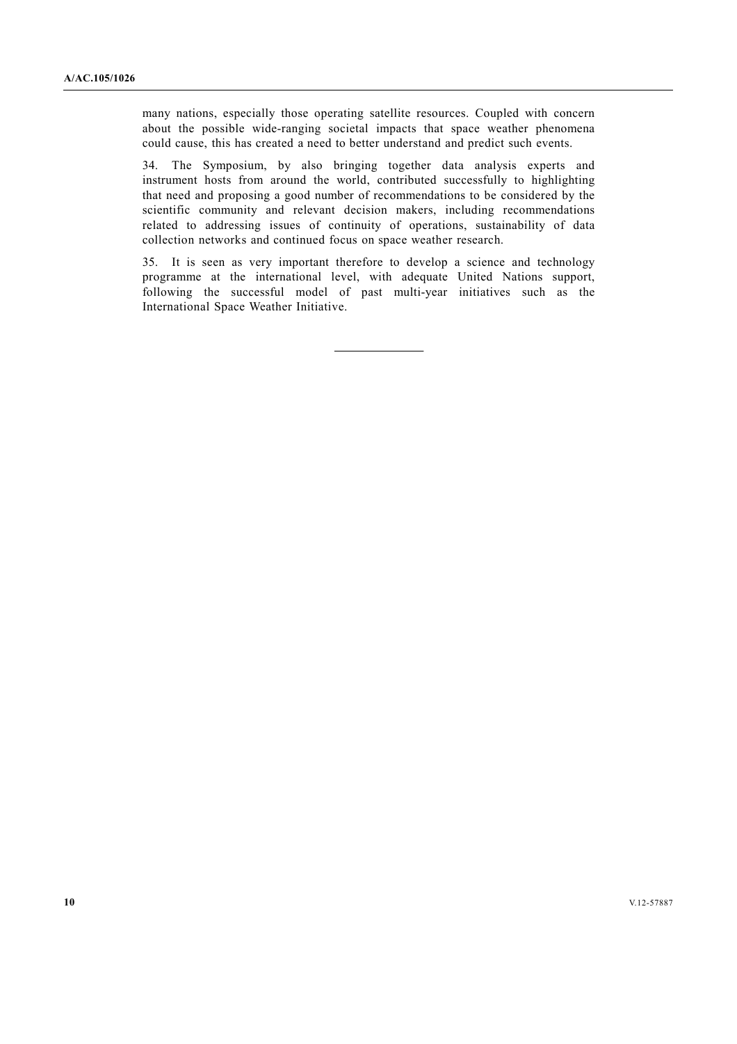many nations, especially those operating satellite resources. Coupled with concern about the possible wide-ranging societal impacts that space weather phenomena could cause, this has created a need to better understand and predict such events.

34. The Symposium, by also bringing together data analysis experts and instrument hosts from around the world, contributed successfully to highlighting that need and proposing a good number of recommendations to be considered by the scientific community and relevant decision makers, including recommendations related to addressing issues of continuity of operations, sustainability of data collection networks and continued focus on space weather research.

35. It is seen as very important therefore to develop a science and technology programme at the international level, with adequate United Nations support, following the successful model of past multi-year initiatives such as the International Space Weather Initiative.